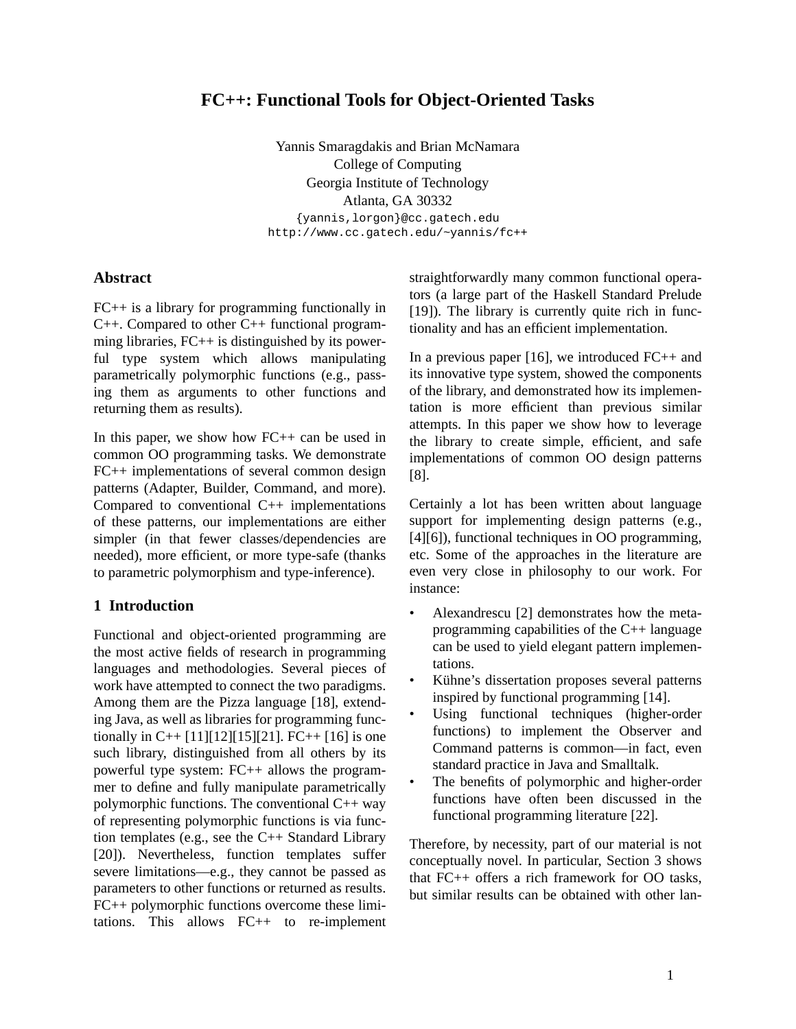# FC++: Functional Tools for Object-Oriented Tasks

Yannis Smaragdakis and Brian McNamara
College of Computing
Georgia Institute of Technology
Atlanta, GA 30332
{yannis,lorgon}@cc.gatech.edu
http://www.cc.gatech.edu/~yannis/fc++

## Abstract

FC++ is a library for programming functionally in C++. Compared to other C++ functional programming libraries, FC++ is distinguished by its powerful type system which allows manipulating parametrically polymorphic functions (e.g., passing them as arguments to other functions and returning them as results).

In this paper, we show how FC++ can be used in common OO programming tasks. We demonstrate FC++ implementations of several common design patterns (Adapter, Builder, Command, and more). Compared to conventional C++ implementations of these patterns, our implementations are either simpler (in that fewer classes/dependencies are needed), more efficient, or more type-safe (thanks to parametric polymorphism and type-inference).

## 1 Introduction

Functional and object-oriented programming are the most active fields of research in programming languages and methodologies. Several pieces of work have attempted to connect the two paradigms. Among them are the Pizza language [18], extending Java, as well as libraries for programming functionally in C++ [11][12][15][21]. FC++ [16] is one such library, distinguished from all others by its powerful type system: FC++ allows the programmer to define and fully manipulate parametrically polymorphic functions. The conventional C++ way of representing polymorphic functions is via function templates (e.g., see the C++ Standard Library [20]). Nevertheless, function templates suffer severe limitations—e.g., they cannot be passed as parameters to other functions or returned as results. FC++ polymorphic functions overcome these limitations. This allows FC++ to re-implement straightforwardly many common functional operators (a large part of the Haskell Standard Prelude [19]). The library is currently quite rich in functionality and has an efficient implementation.

In a previous paper [16], we introduced FC++ and its innovative type system, showed the components of the library, and demonstrated how its implementation is more efficient than previous similar attempts. In this paper we show how to leverage the library to create simple, efficient, and safe implementations of common OO design patterns [8].

Certainly a lot has been written about language support for implementing design patterns (e.g., [4][6]), functional techniques in OO programming, etc. Some of the approaches in the literature are even very close in philosophy to our work. For instance:

- Alexandrescu [2] demonstrates how the meta-programming capabilities of the C++ language can be used to yield elegant pattern implementations.
- Kühne's dissertation proposes several patterns inspired by functional programming [14].
- Using functional techniques (higher-order functions) to implement the Observer and Command patterns is common—in fact, even standard practice in Java and Smalltalk.
- The benefits of polymorphic and higher-order functions have often been discussed in the functional programming literature [22].

Therefore, by necessity, part of our material is not conceptually novel. In particular, Section 3 shows that FC++ offers a rich framework for OO tasks, but similar results can be obtained with other lan-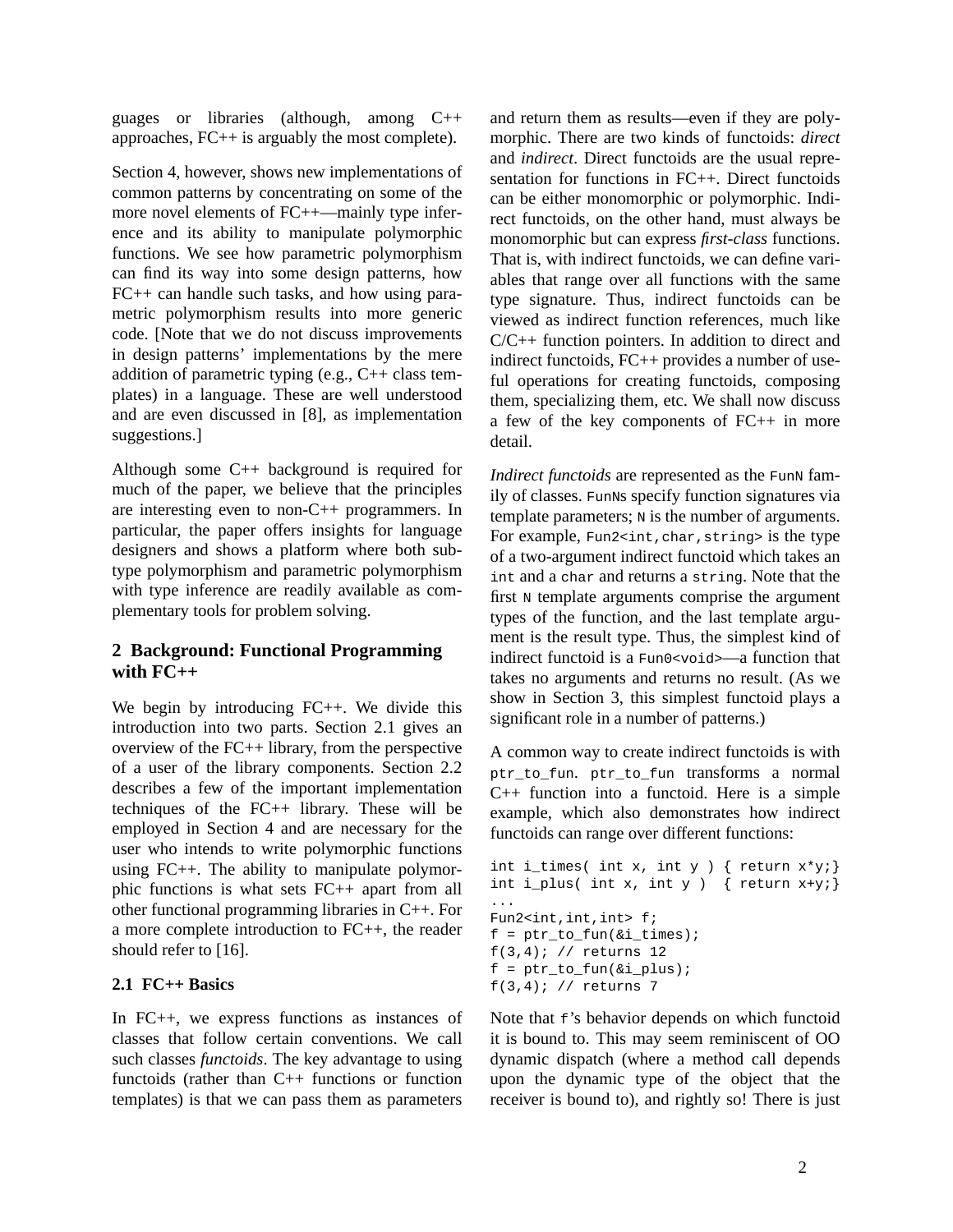guages or libraries (although, among C++ approaches, FC++ is arguably the most complete).

Section 4, however, shows new implementations of common patterns by concentrating on some of the more novel elements of FC++—mainly type inference and its ability to manipulate polymorphic functions. We see how parametric polymorphism can find its way into some design patterns, how FC++ can handle such tasks, and how using parametric polymorphism results into more generic code. [Note that we do not discuss improvements in design patterns' implementations by the mere addition of parametric typing (e.g., C++ class templates) in a language. These are well understood and are even discussed in [8], as implementation suggestions.]

Although some C++ background is required for much of the paper, we believe that the principles are interesting even to non-C++ programmers. In particular, the paper offers insights for language designers and shows a platform where both subtype polymorphism and parametric polymorphism with type inference are readily available as complementary tools for problem solving.

## 2 Background: Functional Programming with FC++

We begin by introducing FC++. We divide this introduction into two parts. Section 2.1 gives an overview of the FC++ library, from the perspective of a user of the library components. Section 2.2 describes a few of the important implementation techniques of the FC++ library. These will be employed in Section 4 and are necessary for the user who intends to write polymorphic functions using FC++. The ability to manipulate polymorphic functions is what sets FC++ apart from all other functional programming libraries in C++. For a more complete introduction to FC++, the reader should refer to [16].

### 2.1 FC++ Basics

In FC++, we express functions as instances of classes that follow certain conventions. We call such classes *functoids*. The key advantage to using functoids (rather than C++ functions or function templates) is that we can pass them as parameters and return them as results—even if they are polymorphic. There are two kinds of functoids: *direct* and *indirect*. Direct functoids are the usual representation for functions in FC++. Direct functoids can be either monomorphic or polymorphic. Indirect functoids, on the other hand, must always be monomorphic but can express *first-class* functions. That is, with indirect functoids, we can define variables that range over all functions with the same type signature. Thus, indirect functoids can be viewed as indirect function references, much like C/C++ function pointers. In addition to direct and indirect functoids, FC++ provides a number of useful operations for creating functoids, composing them, specializing them, etc. We shall now discuss a few of the key components of FC++ in more detail.

*Indirect functoids* are represented as the `FunN` family of classes. `FunN`s specify function signatures via template parameters; `N` is the number of arguments. For example, `Fun2<int,char,string>` is the type of a two-argument indirect functoid which takes an `int` and a `char` and returns a `string`. Note that the first `N` template arguments comprise the argument types of the function, and the last template argument is the result type. Thus, the simplest kind of indirect functoid is a `Fun0<void>`—a function that takes no arguments and returns no result. (As we show in Section 3, this simplest functoid plays a significant role in a number of patterns.)

A common way to create indirect functoids is with `ptr_to_fun`. `ptr_to_fun` transforms a normal C++ function into a functoid. Here is a simple example, which also demonstrates how indirect functoids can range over different functions:

```
int i_times( int x, int y ) { return x*y;}
int i_plus( int x, int y )  { return x+y;}
...
Fun2<int,int,int> f;
f = ptr_to_fun(&i_times);
f(3,4); // returns 12
f = ptr_to_fun(&i_plus);
f(3,4); // returns 7
```

Note that `f`'s behavior depends on which functoid it is bound to. This may seem reminiscent of OO dynamic dispatch (where a method call depends upon the dynamic type of the object that the receiver is bound to), and rightly so! There is just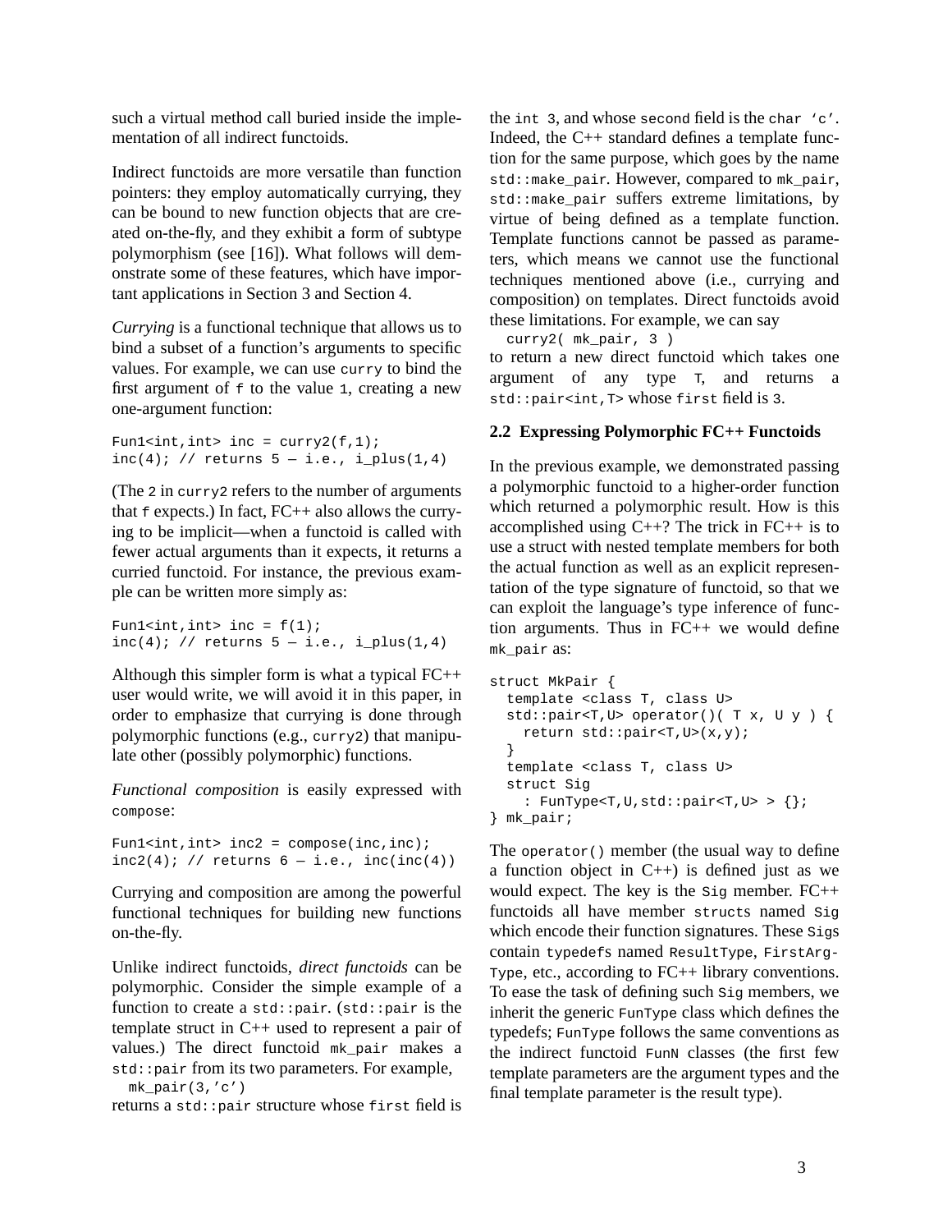such a virtual method call buried inside the implementation of all indirect functoids.

Indirect functoids are more versatile than function pointers: they employ automatically currying, they can be bound to new function objects that are created on-the-fly, and they exhibit a form of subtype polymorphism (see [16]). What follows will demonstrate some of these features, which have important applications in Section 3 and Section 4.

*Currying* is a functional technique that allows us to bind a subset of a function's arguments to specific values. For example, we can use `curry` to bind the first argument of `f` to the value `1`, creating a new one-argument function:

```
Fun1<int,int> inc = curry2(f,1);
inc(4); // returns 5 — i.e., i_plus(1,4)
```

(The `2` in `curry2` refers to the number of arguments that `f` expects.) In fact, FC++ also allows the currying to be implicit—when a functoid is called with fewer actual arguments than it expects, it returns a curried functoid. For instance, the previous example can be written more simply as:

```
Fun1<int,int> inc = f(1);
inc(4); // returns 5 — i.e., i_plus(1,4)
```

Although this simpler form is what a typical FC++ user would write, we will avoid it in this paper, in order to emphasize that currying is done through polymorphic functions (e.g., `curry2`) that manipulate other (possibly polymorphic) functions.

*Functional composition* is easily expressed with `compose`:

```
Fun1<int,int> inc2 = compose(inc,inc);
inc2(4); // returns 6 — i.e., inc(inc(4))
```

Currying and composition are among the powerful functional techniques for building new functions on-the-fly.

Unlike indirect functoids, *direct functoids* can be polymorphic. Consider the simple example of a function to create a `std::pair`. (`std::pair` is the template struct in C++ used to represent a pair of values.) The direct functoid `mk_pair` makes a `std::pair` from its two parameters. For example,

```
mk_pair(3,'c')
```

returns a `std::pair` structure whose `first` field is the `int 3`, and whose `second` field is the `char 'c'`. Indeed, the C++ standard defines a template function for the same purpose, which goes by the name `std::make_pair`. However, compared to `mk_pair`, `std::make_pair` suffers extreme limitations, by virtue of being defined as a template function. Template functions cannot be passed as parameters, which means we cannot use the functional techniques mentioned above (i.e., currying and composition) on templates. Direct functoids avoid these limitations. For example, we can say

```
curry2( mk_pair, 3 )
```

to return a new direct functoid which takes one argument of any type `T`, and returns a `std::pair<int,T>` whose `first` field is `3`.

### 2.2 Expressing Polymorphic FC++ Functoids

In the previous example, we demonstrated passing a polymorphic functoid to a higher-order function which returned a polymorphic result. How is this accomplished using C++? The trick in FC++ is to use a struct with nested template members for both the actual function as well as an explicit representation of the type signature of functoid, so that we can exploit the language's type inference of function arguments. Thus in FC++ we would define `mk_pair` as:

```
struct MkPair {
  template <class T, class U>
  std::pair<T,U> operator()( T x, U y ) {
    return std::pair<T,U>(x,y);
  }
  template <class T, class U>
  struct Sig
    : FunType<T,U,std::pair<T,U> > {};
} mk_pair;
```

The `operator()` member (the usual way to define a function object in C++) is defined just as we would expect. The key is the `Sig` member. FC++ functoids all have member `structs` named `Sig` which encode their function signatures. These `Sig`s contain `typedef`s named `ResultType`, `FirstArgType`, etc., according to FC++ library conventions. To ease the task of defining such `Sig` members, we inherit the generic `FunType` class which defines the typedefs; `FunType` follows the same conventions as the indirect functoid `FunN` classes (the first few template parameters are the argument types and the final template parameter is the result type).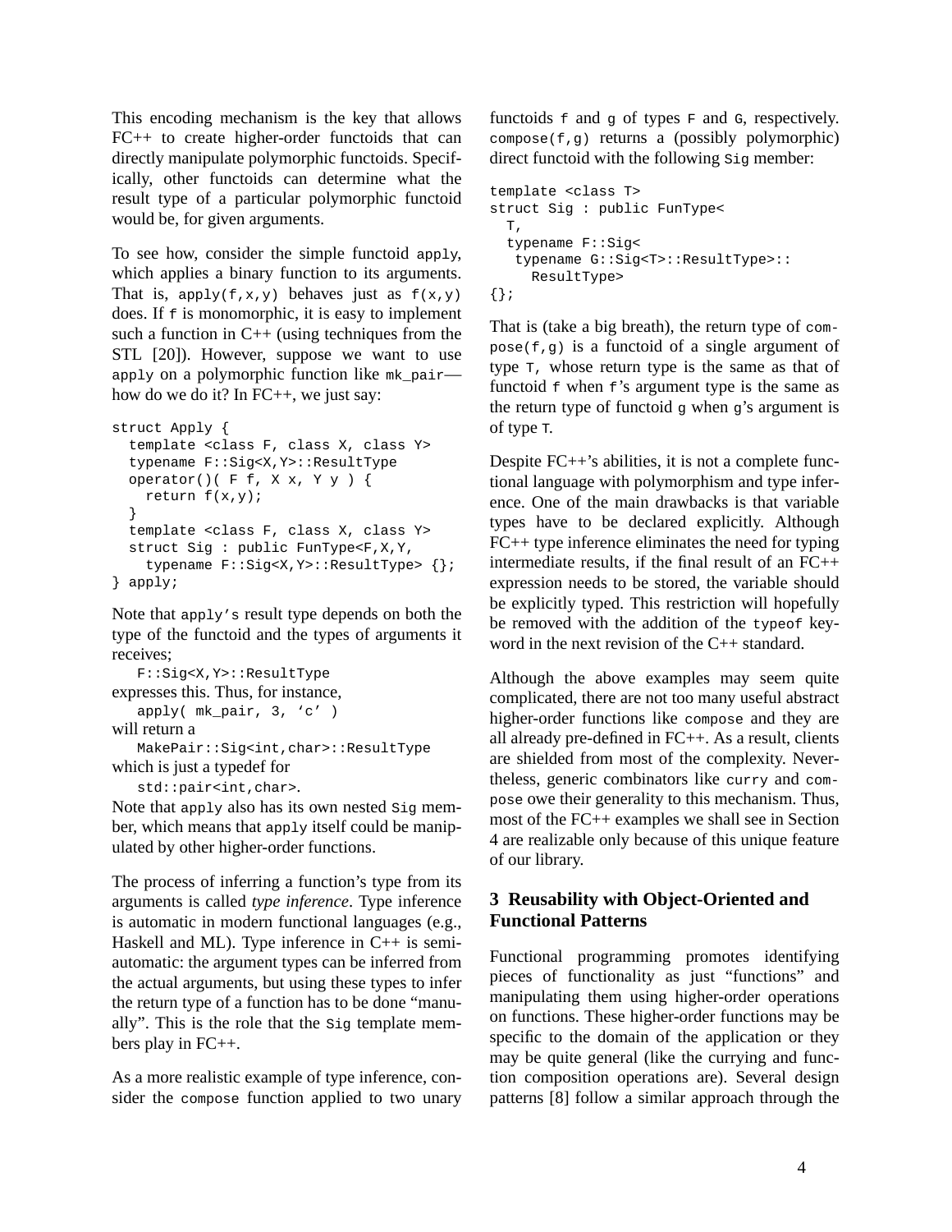This encoding mechanism is the key that allows FC++ to create higher-order functoids that can directly manipulate polymorphic functoids. Specifically, other functoids can determine what the result type of a particular polymorphic functoid would be, for given arguments.

To see how, consider the simple functoid `apply`, which applies a binary function to its arguments. That is, `apply(f,x,y)` behaves just as `f(x,y)` does. If `f` is monomorphic, it is easy to implement such a function in C++ (using techniques from the STL [20]). However, suppose we want to use `apply` on a polymorphic function like `mk_pair`—how do we do it? In FC++, we just say:

```
struct Apply {
  template <class F, class X, class Y>
  typename F::Sig<X,Y>::ResultType
  operator()( F f, X x, Y y ) {
    return f(x,y);
  }
  template <class F, class X, class Y>
  struct Sig : public FunType<F,X,Y,
    typename F::Sig<X,Y>::ResultType> {};
} apply;
```

Note that `apply's` result type depends on both the type of the functoid and the types of arguments it receives;

`F::Sig<X,Y>::ResultType`

expresses this. Thus, for instance,

`apply( mk_pair, 3, 'c' )`

will return a

`MakePair::Sig<int,char>::ResultType`

which is just a typedef for

`std::pair<int,char>`.

Note that `apply` also has its own nested `Sig` member, which means that `apply` itself could be manipulated by other higher-order functions.

The process of inferring a function's type from its arguments is called *type inference*. Type inference is automatic in modern functional languages (e.g., Haskell and ML). Type inference in C++ is semi-automatic: the argument types can be inferred from the actual arguments, but using these types to infer the return type of a function has to be done "manually". This is the role that the `Sig` template members play in FC++.

As a more realistic example of type inference, consider the `compose` function applied to two unary functoids `f` and `g` of types `F` and `G`, respectively. `compose(f,g)` returns a (possibly polymorphic) direct functoid with the following `Sig` member:

```
template <class T>
struct Sig : public FunType<
  T,
  typename F::Sig<
   typename G::Sig<T>::ResultType>::
     ResultType>
{};
```

That is (take a big breath), the return type of `compose(f,g)` is a functoid of a single argument of type `T`, whose return type is the same as that of functoid `f` when `f`'s argument type is the same as the return type of functoid `g` when `g`'s argument is of type `T`.

Despite FC++'s abilities, it is not a complete functional language with polymorphism and type inference. One of the main drawbacks is that variable types have to be declared explicitly. Although FC++ type inference eliminates the need for typing intermediate results, if the final result of an FC++ expression needs to be stored, the variable should be explicitly typed. This restriction will hopefully be removed with the addition of the `typeof` keyword in the next revision of the C++ standard.

Although the above examples may seem quite complicated, there are not too many useful abstract higher-order functions like `compose` and they are all already pre-defined in FC++. As a result, clients are shielded from most of the complexity. Nevertheless, generic combinators like `curry` and `compose` owe their generality to this mechanism. Thus, most of the FC++ examples we shall see in Section 4 are realizable only because of this unique feature of our library.

## 3 Reusability with Object-Oriented and Functional Patterns

Functional programming promotes identifying pieces of functionality as just "functions" and manipulating them using higher-order operations on functions. These higher-order functions may be specific to the domain of the application or they may be quite general (like the currying and function composition operations are). Several design patterns [8] follow a similar approach through the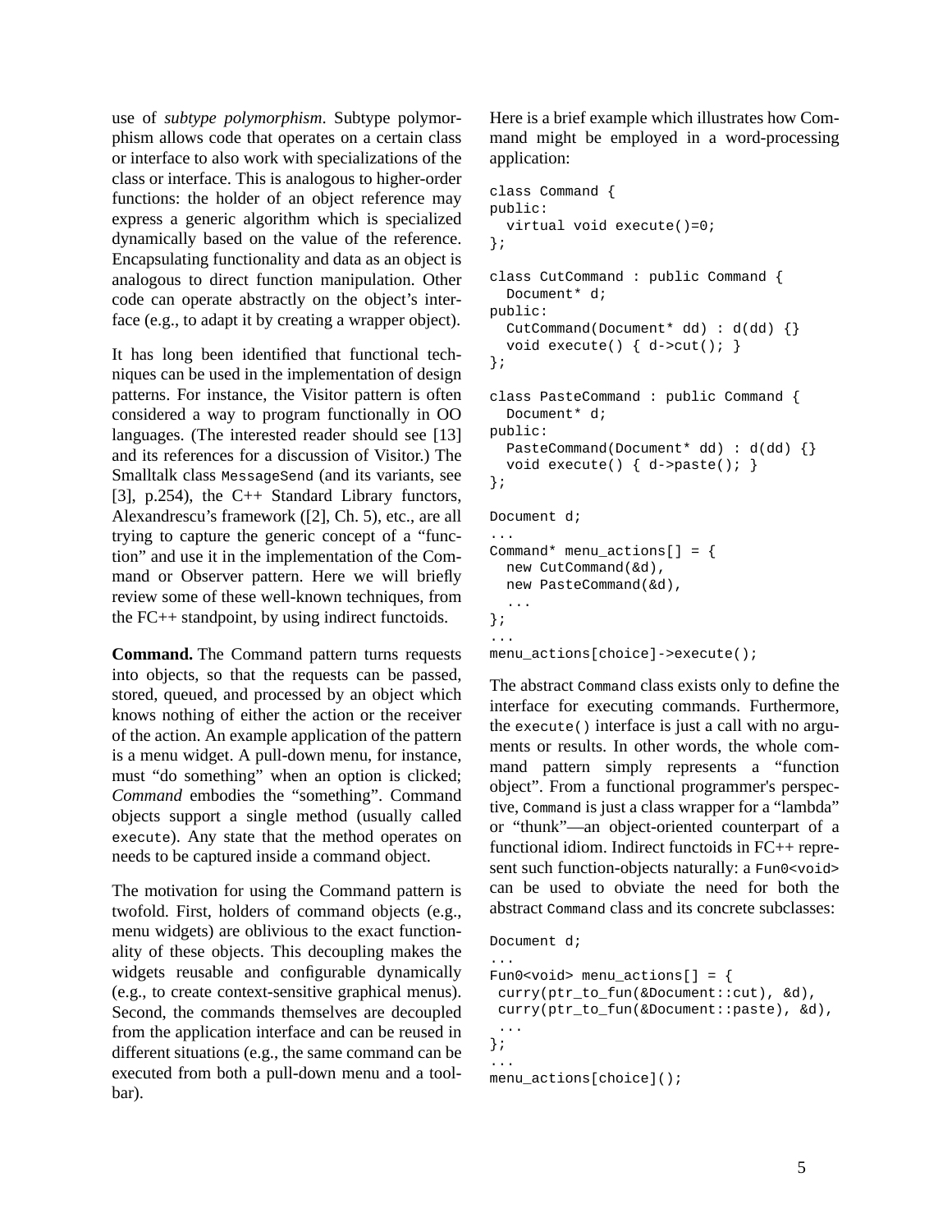use of *subtype polymorphism*. Subtype polymorphism allows code that operates on a certain class or interface to also work with specializations of the class or interface. This is analogous to higher-order functions: the holder of an object reference may express a generic algorithm which is specialized dynamically based on the value of the reference. Encapsulating functionality and data as an object is analogous to direct function manipulation. Other code can operate abstractly on the object's interface (e.g., to adapt it by creating a wrapper object).

It has long been identified that functional techniques can be used in the implementation of design patterns. For instance, the Visitor pattern is often considered a way to program functionally in OO languages. (The interested reader should see [13] and its references for a discussion of Visitor.) The Smalltalk class `MessageSend` (and its variants, see [3], p.254), the C++ Standard Library functors, Alexandrescu's framework ([2], Ch. 5), etc., are all trying to capture the generic concept of a "function" and use it in the implementation of the Command or Observer pattern. Here we will briefly review some of these well-known techniques, from the FC++ standpoint, by using indirect functoids.

**Command.** The Command pattern turns requests into objects, so that the requests can be passed, stored, queued, and processed by an object which knows nothing of either the action or the receiver of the action. An example application of the pattern is a menu widget. A pull-down menu, for instance, must "do something" when an option is clicked; *Command* embodies the "something". Command objects support a single method (usually called `execute`). Any state that the method operates on needs to be captured inside a command object.

The motivation for using the Command pattern is twofold. First, holders of command objects (e.g., menu widgets) are oblivious to the exact functionality of these objects. This decoupling makes the widgets reusable and configurable dynamically (e.g., to create context-sensitive graphical menus). Second, the commands themselves are decoupled from the application interface and can be reused in different situations (e.g., the same command can be executed from both a pull-down menu and a toolbar).

Here is a brief example which illustrates how Command might be employed in a word-processing application:

```
class Command {
public:
  virtual void execute()=0;
};

class CutCommand : public Command {
  Document* d;
public:
  CutCommand(Document* dd) : d(dd) {}
  void execute() { d->cut(); }
};

class PasteCommand : public Command {
  Document* d;
public:
  PasteCommand(Document* dd) : d(dd) {}
  void execute() { d->paste(); }
};

Document d;
...
Command* menu_actions[] = {
  new CutCommand(&d),
  new PasteCommand(&d),
  ...
};
...
menu_actions[choice]->execute();
```

The abstract `Command` class exists only to define the interface for executing commands. Furthermore, the `execute()` interface is just a call with no arguments or results. In other words, the whole command pattern simply represents a "function object". From a functional programmer's perspective, `Command` is just a class wrapper for a "lambda" or "thunk"—an object-oriented counterpart of a functional idiom. Indirect functoids in FC++ represent such function-objects naturally: a `Fun0<void>` can be used to obviate the need for both the abstract `Command` class and its concrete subclasses:

```
Document d;
...
Fun0<void> menu_actions[] = {
 curry(ptr_to_fun(&Document::cut), &d),
 curry(ptr_to_fun(&Document::paste), &d),
 ...
};
...
menu_actions[choice]();
```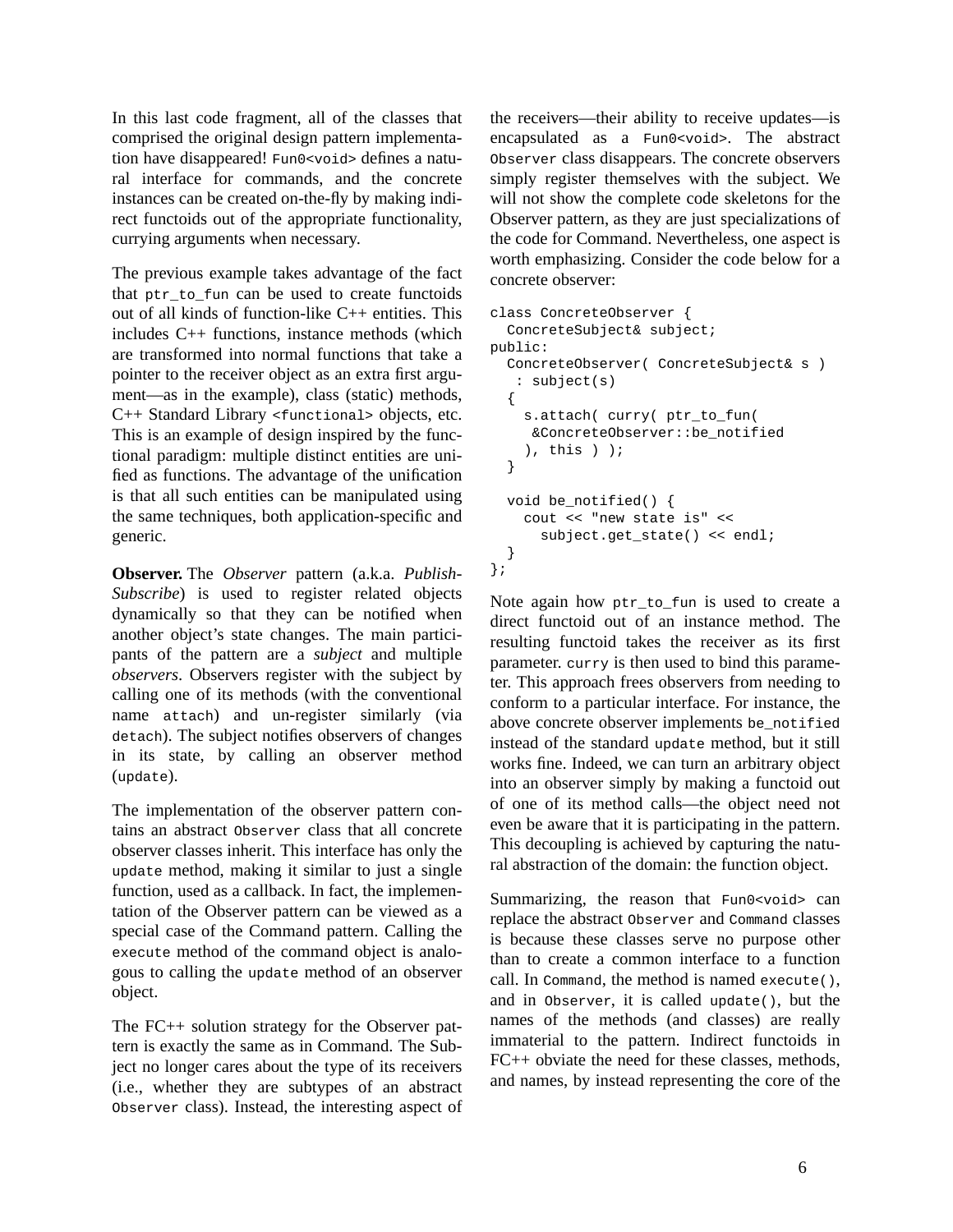In this last code fragment, all of the classes that comprised the original design pattern implementation have disappeared! `Fun0<void>` defines a natural interface for commands, and the concrete instances can be created on-the-fly by making indirect functoids out of the appropriate functionality, currying arguments when necessary.

The previous example takes advantage of the fact that `ptr_to_fun` can be used to create functoids out of all kinds of function-like C++ entities. This includes C++ functions, instance methods (which are transformed into normal functions that take a pointer to the receiver object as an extra first argument—as in the example), class (static) methods, C++ Standard Library `<functional>` objects, etc. This is an example of design inspired by the functional paradigm: multiple distinct entities are unified as functions. The advantage of the unification is that all such entities can be manipulated using the same techniques, both application-specific and generic.

**Observer.** The *Observer* pattern (a.k.a. *Publish-Subscribe*) is used to register related objects dynamically so that they can be notified when another object's state changes. The main participants of the pattern are a *subject* and multiple *observers*. Observers register with the subject by calling one of its methods (with the conventional name `attach`) and un-register similarly (via `detach`). The subject notifies observers of changes in its state, by calling an observer method (`update`).

The implementation of the observer pattern contains an abstract `Observer` class that all concrete observer classes inherit. This interface has only the `update` method, making it similar to just a single function, used as a callback. In fact, the implementation of the Observer pattern can be viewed as a special case of the Command pattern. Calling the `execute` method of the command object is analogous to calling the `update` method of an observer object.

The FC++ solution strategy for the Observer pattern is exactly the same as in Command. The Subject no longer cares about the type of its receivers (i.e., whether they are subtypes of an abstract `Observer` class). Instead, the interesting aspect of the receivers—their ability to receive updates—is encapsulated as a `Fun0<void>`. The abstract `Observer` class disappears. The concrete observers simply register themselves with the subject. We will not show the complete code skeletons for the Observer pattern, as they are just specializations of the code for Command. Nevertheless, one aspect is worth emphasizing. Consider the code below for a concrete observer:

```
class ConcreteObserver {
  ConcreteSubject& subject;
public:
  ConcreteObserver( ConcreteSubject& s )
   : subject(s)
  {
    s.attach( curry( ptr_to_fun(
     &ConcreteObserver::be_notified
    ), this ) );
  }

  void be_notified() {
    cout << "new state is" <<
      subject.get_state() << endl;
  }
};
```

Note again how `ptr_to_fun` is used to create a direct functoid out of an instance method. The resulting functoid takes the receiver as its first parameter. `curry` is then used to bind this parameter. This approach frees observers from needing to conform to a particular interface. For instance, the above concrete observer implements `be_notified` instead of the standard `update` method, but it still works fine. Indeed, we can turn an arbitrary object into an observer simply by making a functoid out of one of its method calls—the object need not even be aware that it is participating in the pattern. This decoupling is achieved by capturing the natural abstraction of the domain: the function object.

Summarizing, the reason that `Fun0<void>` can replace the abstract `Observer` and `Command` classes is because these classes serve no purpose other than to create a common interface to a function call. In `Command`, the method is named `execute()`, and in `Observer`, it is called `update()`, but the names of the methods (and classes) are really immaterial to the pattern. Indirect functoids in FC++ obviate the need for these classes, methods, and names, by instead representing the core of the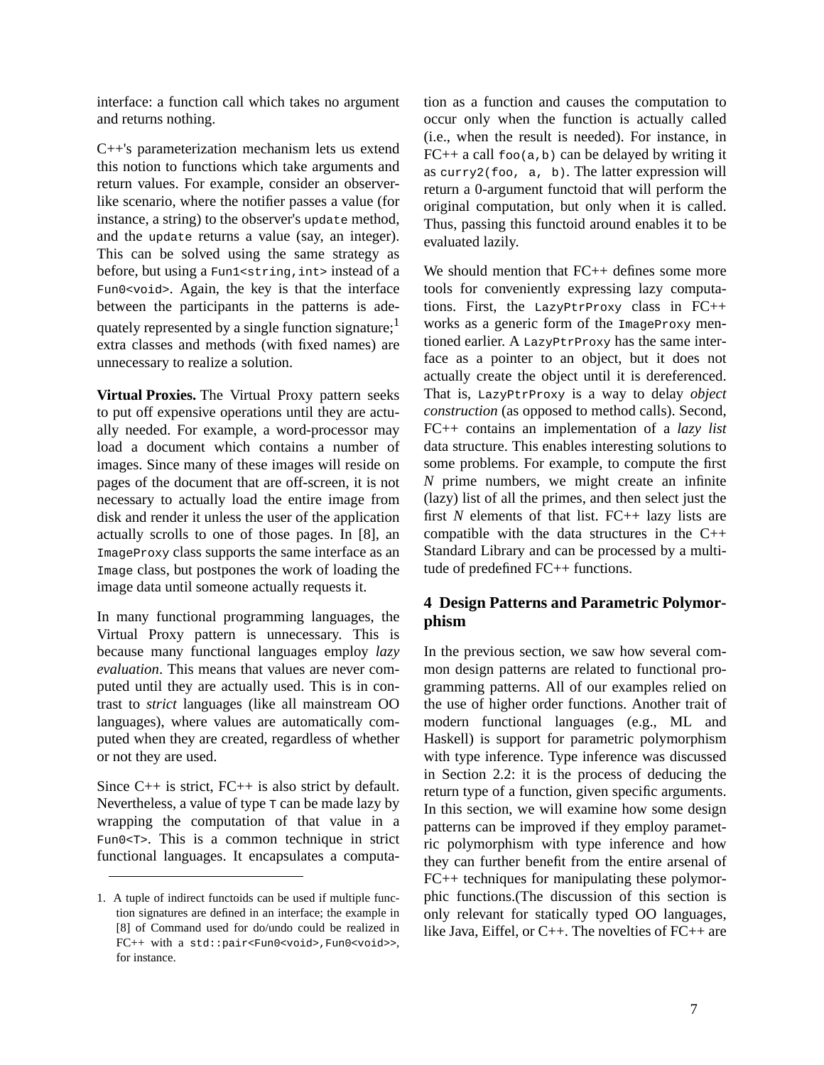interface: a function call which takes no argument and returns nothing.

C++'s parameterization mechanism lets us extend this notion to functions which take arguments and return values. For example, consider an observer-like scenario, where the notifier passes a value (for instance, a string) to the observer's `update` method, and the `update` returns a value (say, an integer). This can be solved using the same strategy as before, but using a `Fun1<string,int>` instead of a `Fun0<void>`. Again, the key is that the interface between the participants in the patterns is adequately represented by a single function signature;[1] extra classes and methods (with fixed names) are unnecessary to realize a solution.

**Virtual Proxies.** The Virtual Proxy pattern seeks to put off expensive operations until they are actually needed. For example, a word-processor may load a document which contains a number of images. Since many of these images will reside on pages of the document that are off-screen, it is not necessary to actually load the entire image from disk and render it unless the user of the application actually scrolls to one of those pages. In [8], an `ImageProxy` class supports the same interface as an `Image` class, but postpones the work of loading the image data until someone actually requests it.

In many functional programming languages, the Virtual Proxy pattern is unnecessary. This is because many functional languages employ *lazy evaluation*. This means that values are never computed until they are actually used. This is in contrast to *strict* languages (like all mainstream OO languages), where values are automatically computed when they are created, regardless of whether or not they are used.

Since C++ is strict, FC++ is also strict by default. Nevertheless, a value of type `T` can be made lazy by wrapping the computation of that value in a `Fun0<T>`. This is a common technique in strict functional languages. It encapsulates a computation as a function and causes the computation to occur only when the function is actually called (i.e., when the result is needed). For instance, in FC++ a call `foo(a,b)` can be delayed by writing it as `curry2(foo, a, b)`. The latter expression will return a 0-argument functoid that will perform the original computation, but only when it is called. Thus, passing this functoid around enables it to be evaluated lazily.

We should mention that FC++ defines some more tools for conveniently expressing lazy computations. First, the `LazyPtrProxy` class in FC++ works as a generic form of the `ImageProxy` mentioned earlier. A `LazyPtrProxy` has the same interface as a pointer to an object, but it does not actually create the object until it is dereferenced. That is, `LazyPtrProxy` is a way to delay *object construction* (as opposed to method calls). Second, FC++ contains an implementation of a *lazy list* data structure. This enables interesting solutions to some problems. For example, to compute the first *N* prime numbers, we might create an infinite (lazy) list of all the primes, and then select just the first *N* elements of that list. FC++ lazy lists are compatible with the data structures in the C++ Standard Library and can be processed by a multitude of predefined FC++ functions.

## 4 Design Patterns and Parametric Polymorphism

In the previous section, we saw how several common design patterns are related to functional programming patterns. All of our examples relied on the use of higher order functions. Another trait of modern functional languages (e.g., ML and Haskell) is support for parametric polymorphism with type inference. Type inference was discussed in Section 2.2: it is the process of deducing the return type of a function, given specific arguments. In this section, we will examine how some design patterns can be improved if they employ parametric polymorphism with type inference and how they can further benefit from the entire arsenal of FC++ techniques for manipulating these polymorphic functions.(The discussion of this section is only relevant for statically typed OO languages, like Java, Eiffel, or C++. The novelties of FC++ are

---

1. A tuple of indirect functoids can be used if multiple function signatures are defined in an interface; the example in [8] of Command used for do/undo could be realized in FC++ with a `std::pair<Fun0<void>,Fun0<void>>`, for instance.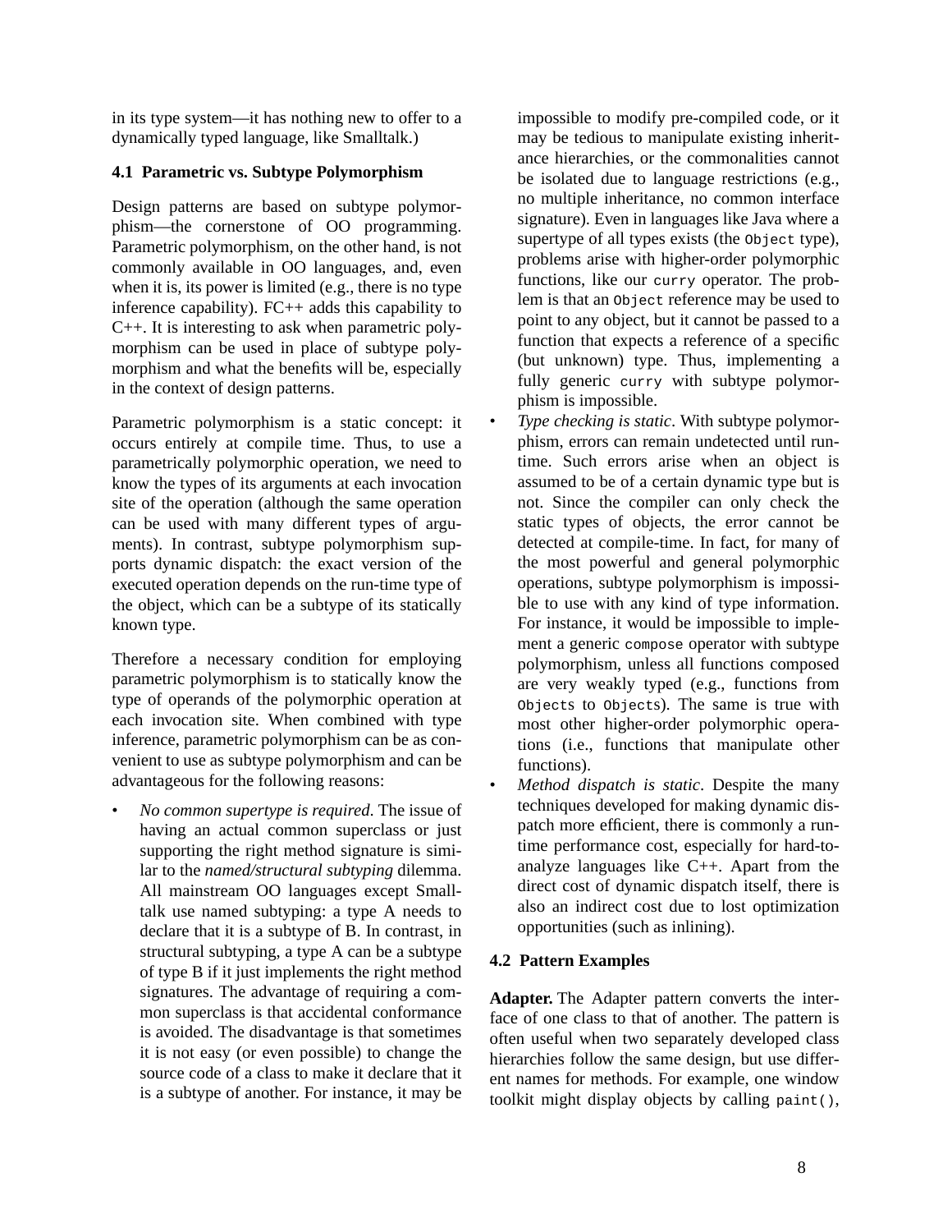in its type system—it has nothing new to offer to a dynamically typed language, like Smalltalk.)

### 4.1 Parametric vs. Subtype Polymorphism

Design patterns are based on subtype polymorphism—the cornerstone of OO programming. Parametric polymorphism, on the other hand, is not commonly available in OO languages, and, even when it is, its power is limited (e.g., there is no type inference capability). FC++ adds this capability to C++. It is interesting to ask when parametric polymorphism can be used in place of subtype polymorphism and what the benefits will be, especially in the context of design patterns.

Parametric polymorphism is a static concept: it occurs entirely at compile time. Thus, to use a parametrically polymorphic operation, we need to know the types of its arguments at each invocation site of the operation (although the same operation can be used with many different types of arguments). In contrast, subtype polymorphism supports dynamic dispatch: the exact version of the executed operation depends on the run-time type of the object, which can be a subtype of its statically known type.

Therefore a necessary condition for employing parametric polymorphism is to statically know the type of operands of the polymorphic operation at each invocation site. When combined with type inference, parametric polymorphism can be as convenient to use as subtype polymorphism and can be advantageous for the following reasons:

- *No common supertype is required*. The issue of having an actual common superclass or just supporting the right method signature is similar to the *named/structural subtyping* dilemma. All mainstream OO languages except Smalltalk use named subtyping: a type A needs to declare that it is a subtype of B. In contrast, in structural subtyping, a type A can be a subtype of type B if it just implements the right method signatures. The advantage of requiring a common superclass is that accidental conformance is avoided. The disadvantage is that sometimes it is not easy (or even possible) to change the source code of a class to make it declare that it is a subtype of another. For instance, it may be impossible to modify pre-compiled code, or it may be tedious to manipulate existing inheritance hierarchies, or the commonalities cannot be isolated due to language restrictions (e.g., no multiple inheritance, no common interface signature). Even in languages like Java where a supertype of all types exists (the `Object` type), problems arise with higher-order polymorphic functions, like our `curry` operator. The problem is that an `Object` reference may be used to point to any object, but it cannot be passed to a function that expects a reference of a specific (but unknown) type. Thus, implementing a fully generic `curry` with subtype polymorphism is impossible.
- *Type checking is static*. With subtype polymorphism, errors can remain undetected until runtime. Such errors arise when an object is assumed to be of a certain dynamic type but is not. Since the compiler can only check the static types of objects, the error cannot be detected at compile-time. In fact, for many of the most powerful and general polymorphic operations, subtype polymorphism is impossible to use with any kind of type information. For instance, it would be impossible to implement a generic `compose` operator with subtype polymorphism, unless all functions composed are very weakly typed (e.g., functions from `Objects` to `Objects`). The same is true with most other higher-order polymorphic operations (i.e., functions that manipulate other functions).
- *Method dispatch is static*. Despite the many techniques developed for making dynamic dispatch more efficient, there is commonly a runtime performance cost, especially for hard-to-analyze languages like C++. Apart from the direct cost of dynamic dispatch itself, there is also an indirect cost due to lost optimization opportunities (such as inlining).

### 4.2 Pattern Examples

**Adapter.** The Adapter pattern converts the interface of one class to that of another. The pattern is often useful when two separately developed class hierarchies follow the same design, but use different names for methods. For example, one window toolkit might display objects by calling `paint()`,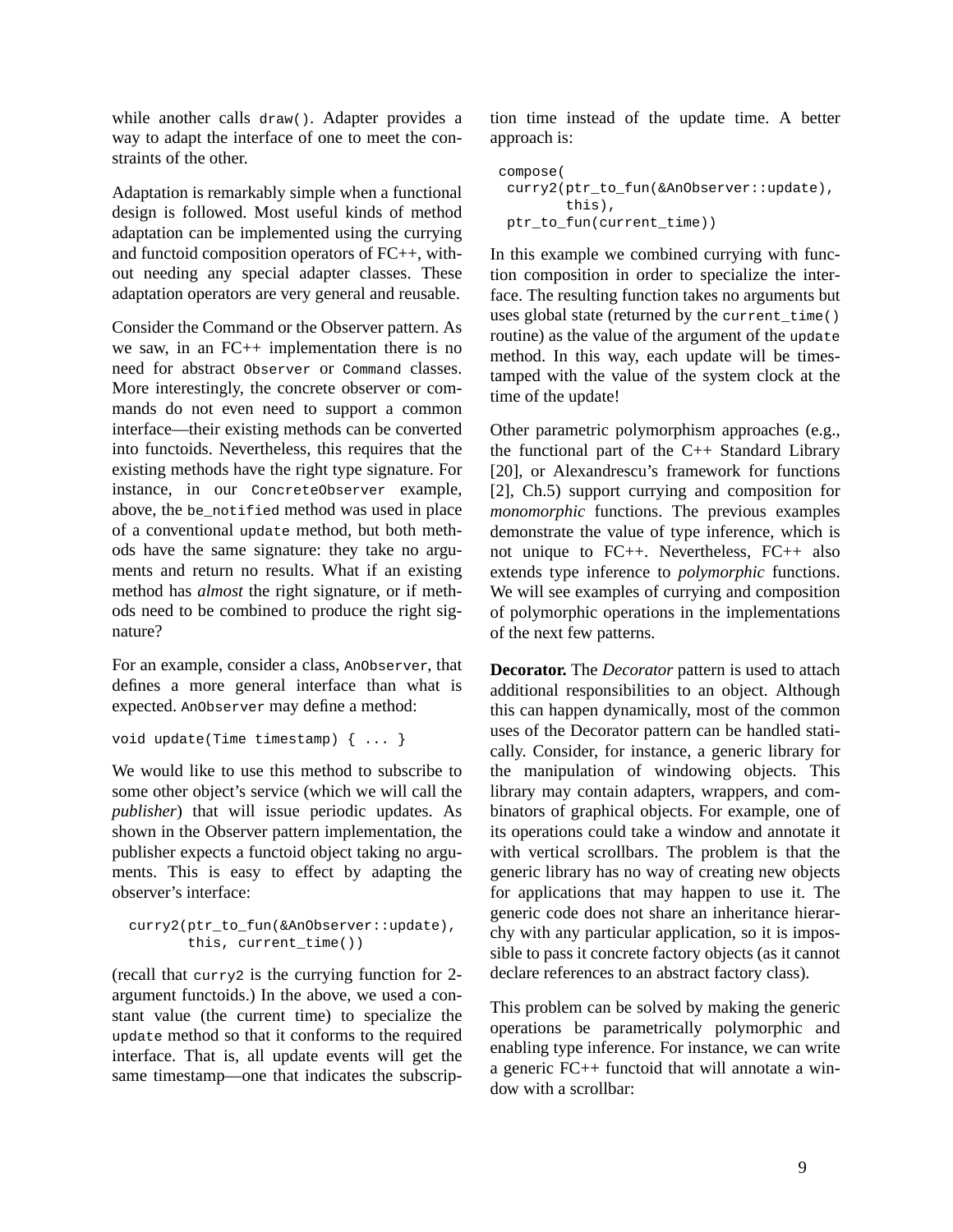while another calls draw(). Adapter provides a way to adapt the interface of one to meet the constraints of the other.

Adaptation is remarkably simple when a functional design is followed. Most useful kinds of method adaptation can be implemented using the currying and functoid composition operators of FC++, without needing any special adapter classes. These adaptation operators are very general and reusable.

Consider the Command or the Observer pattern. As we saw, in an FC++ implementation there is no need for abstract Observer or Command classes. More interestingly, the concrete observer or commands do not even need to support a common interface—their existing methods can be converted into functoids. Nevertheless, this requires that the existing methods have the right type signature. For instance, in our ConcreteObserver example, above, the be_notified method was used in place of a conventional update method, but both methods have the same signature: they take no arguments and return no results. What if an existing method has *almost* the right signature, or if methods need to be combined to produce the right signature?

For an example, consider a class, AnObserver, that defines a more general interface than what is expected. AnObserver may define a method:

```
void update(Time timestamp) { ... }
```

We would like to use this method to subscribe to some other object's service (which we will call the *publisher*) that will issue periodic updates. As shown in the Observer pattern implementation, the publisher expects a functoid object taking no arguments. This is easy to effect by adapting the observer's interface:

```
curry2(ptr_to_fun(&AnObserver::update),
       this, current_time())
```

(recall that curry2 is the currying function for 2-argument functoids.) In the above, we used a constant value (the current time) to specialize the update method so that it conforms to the required interface. That is, all update events will get the same timestamp—one that indicates the subscription time instead of the update time. A better approach is:

```
compose(
 curry2(ptr_to_fun(&AnObserver::update),
        this),
 ptr_to_fun(current_time))
```

In this example we combined currying with function composition in order to specialize the interface. The resulting function takes no arguments but uses global state (returned by the current_time() routine) as the value of the argument of the update method. In this way, each update will be timestamped with the value of the system clock at the time of the update!

Other parametric polymorphism approaches (e.g., the functional part of the C++ Standard Library [20], or Alexandrescu's framework for functions [2], Ch.5) support currying and composition for *monomorphic* functions. The previous examples demonstrate the value of type inference, which is not unique to FC++. Nevertheless, FC++ also extends type inference to *polymorphic* functions. We will see examples of currying and composition of polymorphic operations in the implementations of the next few patterns.

**Decorator.** The *Decorator* pattern is used to attach additional responsibilities to an object. Although this can happen dynamically, most of the common uses of the Decorator pattern can be handled statically. Consider, for instance, a generic library for the manipulation of windowing objects. This library may contain adapters, wrappers, and combinators of graphical objects. For example, one of its operations could take a window and annotate it with vertical scrollbars. The problem is that the generic library has no way of creating new objects for applications that may happen to use it. The generic code does not share an inheritance hierarchy with any particular application, so it is impossible to pass it concrete factory objects (as it cannot declare references to an abstract factory class).

This problem can be solved by making the generic operations be parametrically polymorphic and enabling type inference. For instance, we can write a generic FC++ functoid that will annotate a window with a scrollbar: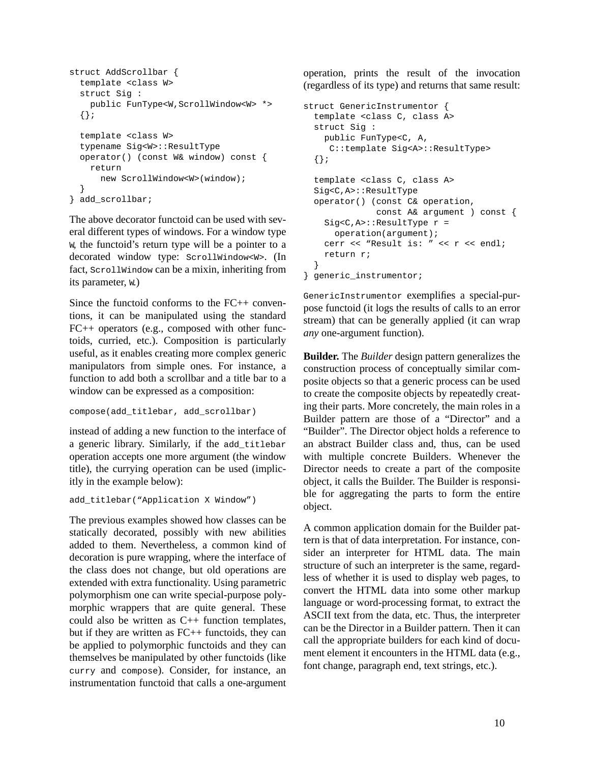```
struct AddScrollbar {
  template <class W>
  struct Sig :
    public FunType<W,ScrollWindow<W> *>
  {};

  template <class W>
  typename Sig<W>::ResultType
  operator() (const W& window) const {
    return
      new ScrollWindow<W>(window);
  }
} add_scrollbar;
```

The above decorator functoid can be used with several different types of windows. For a window type `W`, the functoid's return type will be a pointer to a decorated window type: `ScrollWindow<W>`. (In fact, `ScrollWindow` can be a mixin, inheriting from its parameter, `W`.)

Since the functoid conforms to the FC++ conventions, it can be manipulated using the standard FC++ operators (e.g., composed with other functoids, curried, etc.). Composition is particularly useful, as it enables creating more complex generic manipulators from simple ones. For instance, a function to add both a scrollbar and a title bar to a window can be expressed as a composition:

```
compose(add_titlebar, add_scrollbar)
```

instead of adding a new function to the interface of a generic library. Similarly, if the `add_titlebar` operation accepts one more argument (the window title), the currying operation can be used (implicitly in the example below):

```
add_titlebar("Application X Window")
```

The previous examples showed how classes can be statically decorated, possibly with new abilities added to them. Nevertheless, a common kind of decoration is pure wrapping, where the interface of the class does not change, but old operations are extended with extra functionality. Using parametric polymorphism one can write special-purpose polymorphic wrappers that are quite general. These could also be written as C++ function templates, but if they are written as FC++ functoids, they can be applied to polymorphic functoids and they can themselves be manipulated by other functoids (like `curry` and `compose`). Consider, for instance, an instrumentation functoid that calls a one-argument operation, prints the result of the invocation (regardless of its type) and returns that same result:

```
struct GenericInstrumentor {
  template <class C, class A>
  struct Sig :
    public FunType<C, A,
     C::template Sig<A>::ResultType>
  {};

  template <class C, class A>
  Sig<C,A>::ResultType
  operator() (const C& operation,
              const A& argument ) const {
    Sig<C,A>::ResultType r =
      operation(argument);
    cerr << "Result is: " << r << endl;
    return r;
  }
} generic_instrumentor;
```

`GenericInstrumentor` exemplifies a special-purpose functoid (it logs the results of calls to an error stream) that can be generally applied (it can wrap *any* one-argument function).

**Builder.** The *Builder* design pattern generalizes the construction process of conceptually similar composite objects so that a generic process can be used to create the composite objects by repeatedly creating their parts. More concretely, the main roles in a Builder pattern are those of a "Director" and a "Builder". The Director object holds a reference to an abstract Builder class and, thus, can be used with multiple concrete Builders. Whenever the Director needs to create a part of the composite object, it calls the Builder. The Builder is responsible for aggregating the parts to form the entire object.

A common application domain for the Builder pattern is that of data interpretation. For instance, consider an interpreter for HTML data. The main structure of such an interpreter is the same, regardless of whether it is used to display web pages, to convert the HTML data into some other markup language or word-processing format, to extract the ASCII text from the data, etc. Thus, the interpreter can be the Director in a Builder pattern. Then it can call the appropriate builders for each kind of document element it encounters in the HTML data (e.g., font change, paragraph end, text strings, etc.).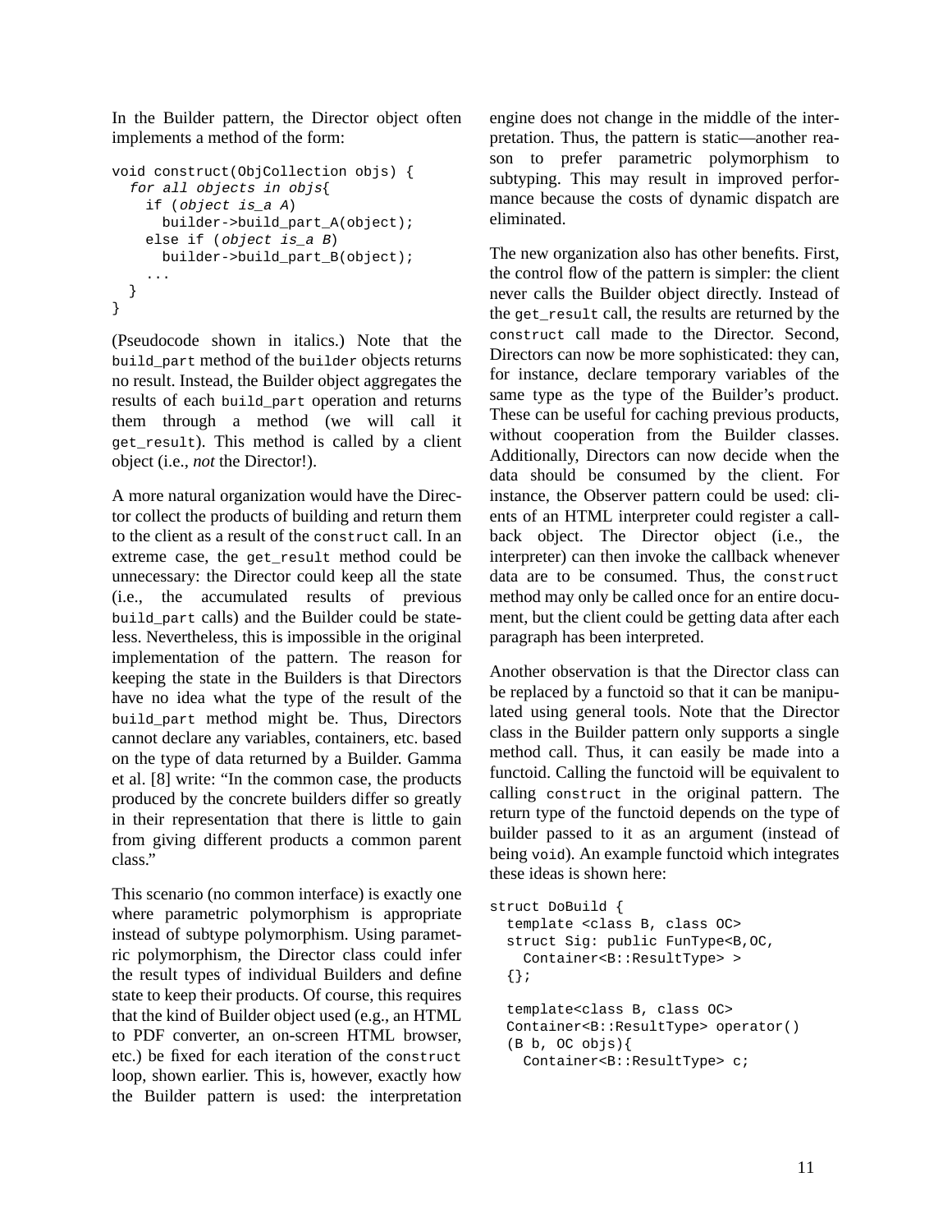In the Builder pattern, the Director object often implements a method of the form:

```
void construct(ObjCollection objs) {
  for all objects in objs{
    if (object is_a A)
      builder->build_part_A(object);
    else if (object is_a B)
      builder->build_part_B(object);
    ...
  }
}
```

(Pseudocode shown in italics.) Note that the `build_part` method of the `builder` objects returns no result. Instead, the Builder object aggregates the results of each `build_part` operation and returns them through a method (we will call it `get_result`). This method is called by a client object (i.e., *not* the Director!).

A more natural organization would have the Director collect the products of building and return them to the client as a result of the `construct` call. In an extreme case, the `get_result` method could be unnecessary: the Director could keep all the state (i.e., the accumulated results of previous `build_part` calls) and the Builder could be stateless. Nevertheless, this is impossible in the original implementation of the pattern. The reason for keeping the state in the Builders is that Directors have no idea what the type of the result of the `build_part` method might be. Thus, Directors cannot declare any variables, containers, etc. based on the type of data returned by a Builder. Gamma et al. [8] write: "In the common case, the products produced by the concrete builders differ so greatly in their representation that there is little to gain from giving different products a common parent class."

This scenario (no common interface) is exactly one where parametric polymorphism is appropriate instead of subtype polymorphism. Using parametric polymorphism, the Director class could infer the result types of individual Builders and define state to keep their products. Of course, this requires that the kind of Builder object used (e.g., an HTML to PDF converter, an on-screen HTML browser, etc.) be fixed for each iteration of the `construct` loop, shown earlier. This is, however, exactly how the Builder pattern is used: the interpretation engine does not change in the middle of the interpretation. Thus, the pattern is static—another reason to prefer parametric polymorphism to subtyping. This may result in improved performance because the costs of dynamic dispatch are eliminated.

The new organization also has other benefits. First, the control flow of the pattern is simpler: the client never calls the Builder object directly. Instead of the `get_result` call, the results are returned by the `construct` call made to the Director. Second, Directors can now be more sophisticated: they can, for instance, declare temporary variables of the same type as the type of the Builder's product. These can be useful for caching previous products, without cooperation from the Builder classes. Additionally, Directors can now decide when the data should be consumed by the client. For instance, the Observer pattern could be used: clients of an HTML interpreter could register a callback object. The Director object (i.e., the interpreter) can then invoke the callback whenever data are to be consumed. Thus, the `construct` method may only be called once for an entire document, but the client could be getting data after each paragraph has been interpreted.

Another observation is that the Director class can be replaced by a functoid so that it can be manipulated using general tools. Note that the Director class in the Builder pattern only supports a single method call. Thus, it can easily be made into a functoid. Calling the functoid will be equivalent to calling `construct` in the original pattern. The return type of the functoid depends on the type of builder passed to it as an argument (instead of being `void`). An example functoid which integrates these ideas is shown here:

```
struct DoBuild {
  template <class B, class OC>
  struct Sig: public FunType<B,OC,
    Container<B::ResultType> >
  {};

  template<class B, class OC>
  Container<B::ResultType> operator()
  (B b, OC objs){
    Container<B::ResultType> c;
```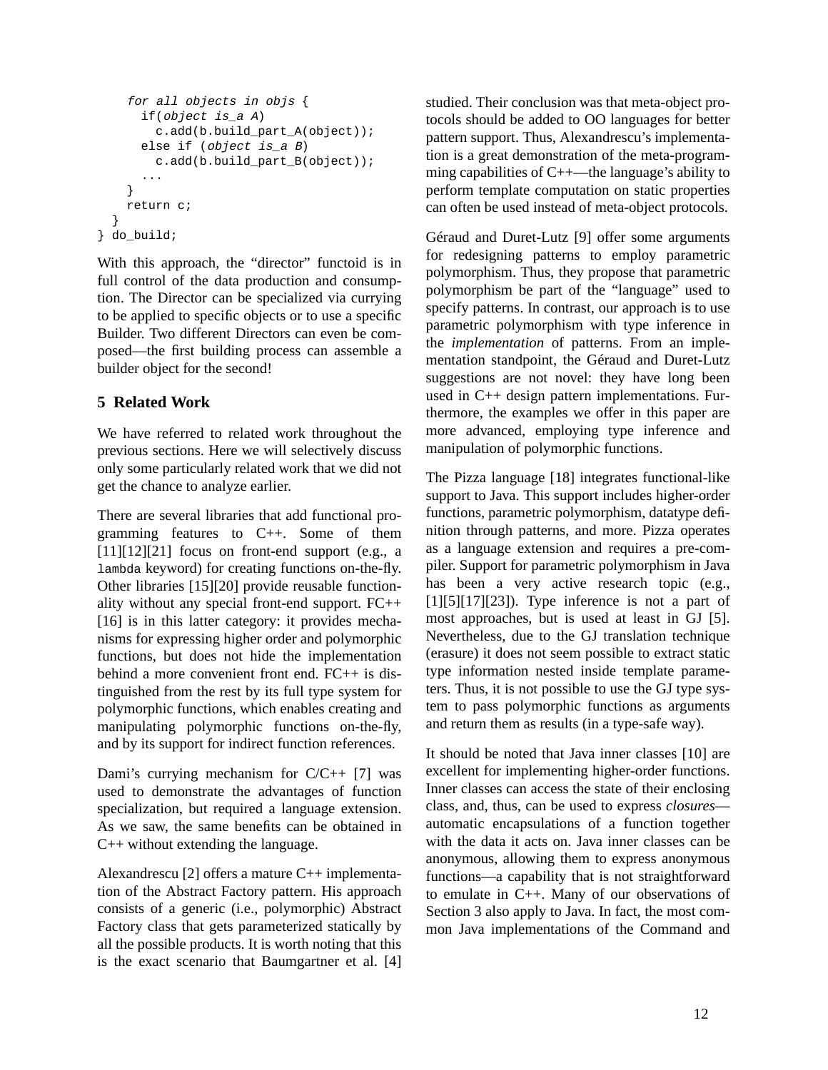```
    for all objects in objs {
      if(object is_a A)
        c.add(b.build_part_A(object));
      else if (object is_a B)
        c.add(b.build_part_B(object));
      ...
    }
    return c;
  }
} do_build;
```

With this approach, the "director" functoid is in full control of the data production and consumption. The Director can be specialized via currying to be applied to specific objects or to use a specific Builder. Two different Directors can even be composed—the first building process can assemble a builder object for the second!

## 5 Related Work

We have referred to related work throughout the previous sections. Here we will selectively discuss only some particularly related work that we did not get the chance to analyze earlier.

There are several libraries that add functional programming features to C++. Some of them [11][12][21] focus on front-end support (e.g., a `lambda` keyword) for creating functions on-the-fly. Other libraries [15][20] provide reusable functionality without any special front-end support. FC++ [16] is in this latter category: it provides mechanisms for expressing higher order and polymorphic functions, but does not hide the implementation behind a more convenient front end. FC++ is distinguished from the rest by its full type system for polymorphic functions, which enables creating and manipulating polymorphic functions on-the-fly, and by its support for indirect function references.

Dami's currying mechanism for C/C++ [7] was used to demonstrate the advantages of function specialization, but required a language extension. As we saw, the same benefits can be obtained in C++ without extending the language.

Alexandrescu [2] offers a mature C++ implementation of the Abstract Factory pattern. His approach consists of a generic (i.e., polymorphic) Abstract Factory class that gets parameterized statically by all the possible products. It is worth noting that this is the exact scenario that Baumgartner et al. [4] studied. Their conclusion was that meta-object protocols should be added to OO languages for better pattern support. Thus, Alexandrescu's implementation is a great demonstration of the meta-programming capabilities of C++—the language's ability to perform template computation on static properties can often be used instead of meta-object protocols.

Géraud and Duret-Lutz [9] offer some arguments for redesigning patterns to employ parametric polymorphism. Thus, they propose that parametric polymorphism be part of the "language" used to specify patterns. In contrast, our approach is to use parametric polymorphism with type inference in the *implementation* of patterns. From an implementation standpoint, the Géraud and Duret-Lutz suggestions are not novel: they have long been used in C++ design pattern implementations. Furthermore, the examples we offer in this paper are more advanced, employing type inference and manipulation of polymorphic functions.

The Pizza language [18] integrates functional-like support to Java. This support includes higher-order functions, parametric polymorphism, datatype definition through patterns, and more. Pizza operates as a language extension and requires a pre-compiler. Support for parametric polymorphism in Java has been a very active research topic (e.g., [1][5][17][23]). Type inference is not a part of most approaches, but is used at least in GJ [5]. Nevertheless, due to the GJ translation technique (erasure) it does not seem possible to extract static type information nested inside template parameters. Thus, it is not possible to use the GJ type system to pass polymorphic functions as arguments and return them as results (in a type-safe way).

It should be noted that Java inner classes [10] are excellent for implementing higher-order functions. Inner classes can access the state of their enclosing class, and, thus, can be used to express *closures*—automatic encapsulations of a function together with the data it acts on. Java inner classes can be anonymous, allowing them to express anonymous functions—a capability that is not straightforward to emulate in C++. Many of our observations of Section 3 also apply to Java. In fact, the most common Java implementations of the Command and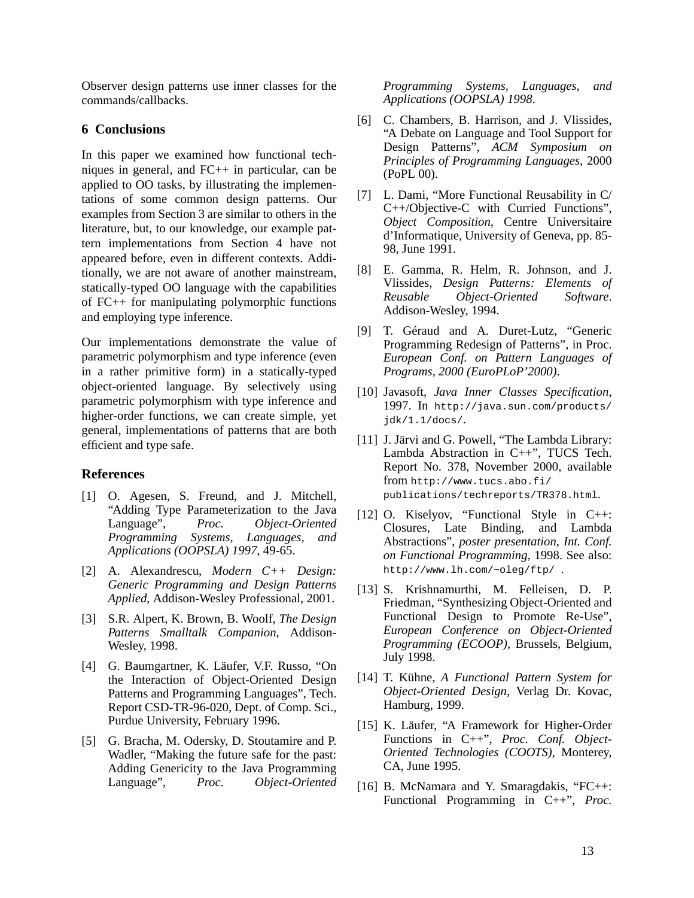Observer design patterns use inner classes for the commands/callbacks.

## 6 Conclusions

In this paper we examined how functional techniques in general, and FC++ in particular, can be applied to OO tasks, by illustrating the implementations of some common design patterns. Our examples from Section 3 are similar to others in the literature, but, to our knowledge, our example pattern implementations from Section 4 have not appeared before, even in different contexts. Additionally, we are not aware of another mainstream, statically-typed OO language with the capabilities of FC++ for manipulating polymorphic functions and employing type inference.

Our implementations demonstrate the value of parametric polymorphism and type inference (even in a rather primitive form) in a statically-typed object-oriented language. By selectively using parametric polymorphism with type inference and higher-order functions, we can create simple, yet general, implementations of patterns that are both efficient and type safe.

## References

[1] O. Agesen, S. Freund, and J. Mitchell, "Adding Type Parameterization to the Java Language", *Proc. Object-Oriented Programming Systems, Languages, and Applications (OOPSLA) 1997*, 49-65.

[2] A. Alexandrescu, *Modern C++ Design: Generic Programming and Design Patterns Applied*, Addison-Wesley Professional, 2001.

[3] S.R. Alpert, K. Brown, B. Woolf, *The Design Patterns Smalltalk Companion*, Addison-Wesley, 1998.

[4] G. Baumgartner, K. Läufer, V.F. Russo, "On the Interaction of Object-Oriented Design Patterns and Programming Languages", Tech. Report CSD-TR-96-020, Dept. of Comp. Sci., Purdue University, February 1996.

[5] G. Bracha, M. Odersky, D. Stoutamire and P. Wadler, "Making the future safe for the past: Adding Genericity to the Java Programming Language", *Proc. Object-Oriented Programming Systems, Languages, and Applications (OOPSLA) 1998*.

[6] C. Chambers, B. Harrison, and J. Vlissides, "A Debate on Language and Tool Support for Design Patterns", *ACM Symposium on Principles of Programming Languages*, 2000 (PoPL 00).

[7] L. Dami, "More Functional Reusability in C/C++/Objective-C with Curried Functions", *Object Composition*, Centre Universitaire d'Informatique, University of Geneva, pp. 85-98, June 1991.

[8] E. Gamma, R. Helm, R. Johnson, and J. Vlissides, *Design Patterns: Elements of Reusable Object-Oriented Software*. Addison-Wesley, 1994.

[9] T. Géraud and A. Duret-Lutz, "Generic Programming Redesign of Patterns", in Proc. *European Conf. on Pattern Languages of Programs, 2000 (EuroPLoP'2000)*.

[10] Javasoft, *Java Inner Classes Specification*, 1997. In `http://java.sun.com/products/jdk/1.1/docs/`.

[11] J. Järvi and G. Powell, "The Lambda Library: Lambda Abstraction in C++", TUCS Tech. Report No. 378, November 2000, available from `http://www.tucs.abo.fi/publications/techreports/TR378.html`.

[12] O. Kiselyov, "Functional Style in C++: Closures, Late Binding, and Lambda Abstractions", *poster presentation, Int. Conf. on Functional Programming*, 1998. See also: `http://www.lh.com/~oleg/ftp/` .

[13] S. Krishnamurthi, M. Felleisen, D. P. Friedman, "Synthesizing Object-Oriented and Functional Design to Promote Re-Use", *European Conference on Object-Oriented Programming (ECOOP)*, Brussels, Belgium, July 1998.

[14] T. Kühne, *A Functional Pattern System for Object-Oriented Design*, Verlag Dr. Kovac, Hamburg, 1999.

[15] K. Läufer, "A Framework for Higher-Order Functions in C++", *Proc. Conf. Object-Oriented Technologies (COOTS)*, Monterey, CA, June 1995.

[16] B. McNamara and Y. Smaragdakis, "FC++: Functional Programming in C++", *Proc.*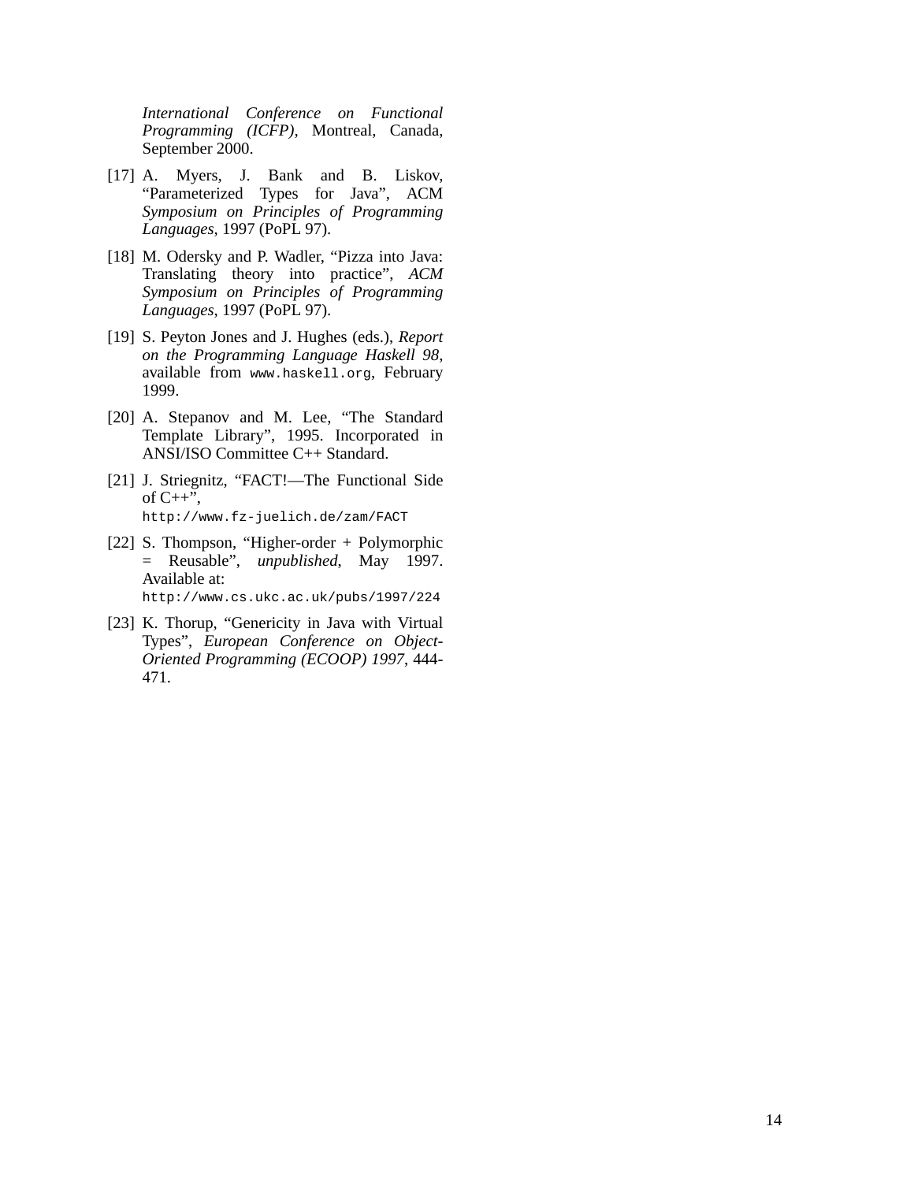*International Conference on Functional Programming (ICFP)*, Montreal, Canada, September 2000.

[17] A. Myers, J. Bank and B. Liskov, "Parameterized Types for Java", ACM *Symposium on Principles of Programming Languages*, 1997 (PoPL 97).

[18] M. Odersky and P. Wadler, "Pizza into Java: Translating theory into practice", *ACM Symposium on Principles of Programming Languages*, 1997 (PoPL 97).

[19] S. Peyton Jones and J. Hughes (eds.), *Report on the Programming Language Haskell 98*, available from `www.haskell.org`, February 1999.

[20] A. Stepanov and M. Lee, "The Standard Template Library", 1995. Incorporated in ANSI/ISO Committee C++ Standard.

[21] J. Striegnitz, "FACT!—The Functional Side of C++", `http://www.fz-juelich.de/zam/FACT`

[22] S. Thompson, "Higher-order + Polymorphic = Reusable", *unpublished*, May 1997. Available at: `http://www.cs.ukc.ac.uk/pubs/1997/224`

[23] K. Thorup, "Genericity in Java with Virtual Types", *European Conference on Object-Oriented Programming (ECOOP) 1997*, 444-471.